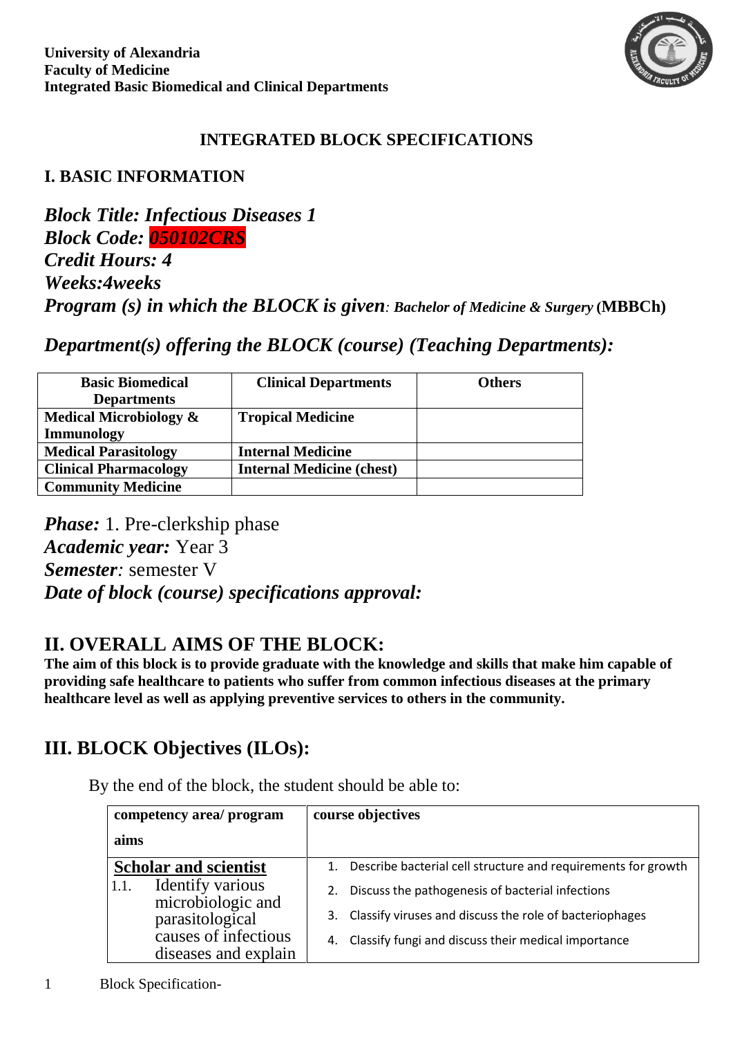**University of Alexandria**
**Faculty of Medicine**
**Integrated Basic Biomedical and Clinical Departments**

## INTEGRATED BLOCK SPECIFICATIONS

## I. BASIC INFORMATION

***Block Title: Infectious Diseases 1***
***Block Code: 050102CRS***
***Credit Hours: 4***
***Weeks:4weeks***
***Program (s) in which the BLOCK is given**: **Bachelor of Medicine & Surgery** **(MBBCh)***

***Department(s) offering the BLOCK (course) (Teaching Departments):***

| Basic Biomedical Departments | Clinical Departments | Others |
|---|---|---|
| **Medical Microbiology & Immunology** | **Tropical Medicine** | |
| **Medical Parasitology** | **Internal Medicine** | |
| **Clinical Pharmacology** | **Internal Medicine (chest)** | |
| **Community Medicine** | | |

***Phase:*** 1. Pre-clerkship phase
***Academic year:*** Year 3
***Semester:*** semester V
***Date of block (course) specifications approval:***

## II. OVERALL AIMS OF THE BLOCK:

**The aim of this block is to provide graduate with the knowledge and skills that make him capable of providing safe healthcare to patients who suffer from common infectious diseases at the primary healthcare level as well as applying preventive services to others in the community.**

## III. BLOCK Objectives (ILOs):

By the end of the block, the student should be able to:

| competency area/ program aims | course objectives |
|---|---|
| **Scholar and scientist**<br>1.1. Identify various microbiologic and parasitological causes of infectious diseases and explain | 1. Describe bacterial cell structure and requirements for growth<br>2. Discuss the pathogenesis of bacterial infections<br>3. Classify viruses and discuss the role of bacteriophages<br>4. Classify fungi and discuss their medical importance |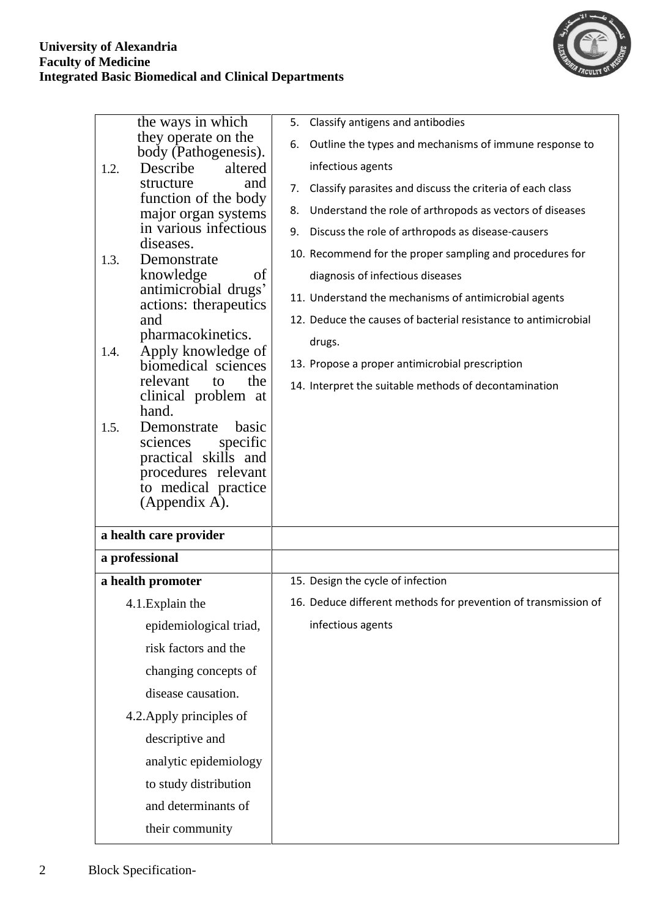| | |
|---|---|
| the ways in which they operate on the body (Pathogenesis).<br>1.2. Describe altered structure and function of the body major organ systems in various infectious diseases.<br>1.3. Demonstrate knowledge of antimicrobial drugs' actions: therapeutics and pharmacokinetics.<br>1.4. Apply knowledge of biomedical sciences relevant to the clinical problem at hand.<br>1.5. Demonstrate basic sciences specific practical skills and procedures relevant to medical practice (Appendix A). | 5. Classify antigens and antibodies<br>6. Outline the types and mechanisms of immune response to infectious agents<br>7. Classify parasites and discuss the criteria of each class<br>8. Understand the role of arthropods as vectors of diseases<br>9. Discuss the role of arthropods as disease-causers<br>10. Recommend for the proper sampling and procedures for diagnosis of infectious diseases<br>11. Understand the mechanisms of antimicrobial agents<br>12. Deduce the causes of bacterial resistance to antimicrobial drugs.<br>13. Propose a proper antimicrobial prescription<br>14. Interpret the suitable methods of decontamination |
| **a health care provider** | |
| **a professional** | |
| **a health promoter**<br>4.1. Explain the epidemiological triad, risk factors and the changing concepts of disease causation.<br>4.2. Apply principles of descriptive and analytic epidemiology to study distribution and determinants of their community | 15. Design the cycle of infection<br>16. Deduce different methods for prevention of transmission of infectious agents |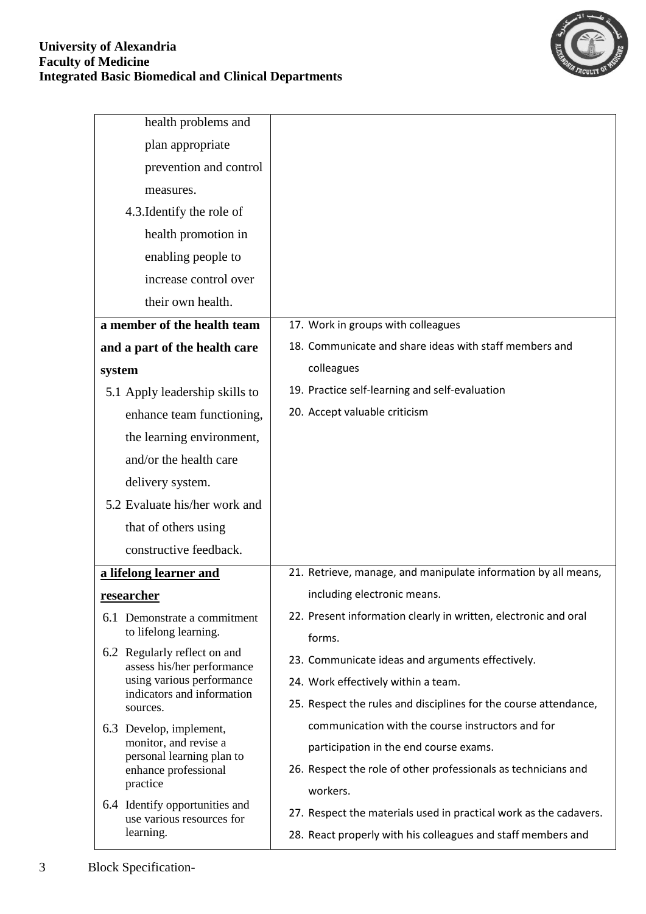| | |
|---|---|
| health problems and plan appropriate prevention and control measures.<br>4.3. Identify the role of health promotion in enabling people to increase control over their own health. | |
| **a member of the health team and a part of the health care system**<br>5.1 Apply leadership skills to enhance team functioning, the learning environment, and/or the health care delivery system.<br>5.2 Evaluate his/her work and that of others using constructive feedback. | 17. Work in groups with colleagues<br>18. Communicate and share ideas with staff members and colleagues<br>19. Practice self-learning and self-evaluation<br>20. Accept valuable criticism |
| **a lifelong learner and researcher**<br>6.1 Demonstrate a commitment to lifelong learning.<br>6.2 Regularly reflect on and assess his/her performance using various performance indicators and information sources.<br>6.3 Develop, implement, monitor, and revise a personal learning plan to enhance professional practice<br>6.4 Identify opportunities and use various resources for learning. | 21. Retrieve, manage, and manipulate information by all means, including electronic means.<br>22. Present information clearly in written, electronic and oral forms.<br>23. Communicate ideas and arguments effectively.<br>24. Work effectively within a team.<br>25. Respect the rules and disciplines for the course attendance, communication with the course instructors and for participation in the end course exams.<br>26. Respect the role of other professionals as technicians and workers.<br>27. Respect the materials used in practical work as the cadavers.<br>28. React properly with his colleagues and staff members and |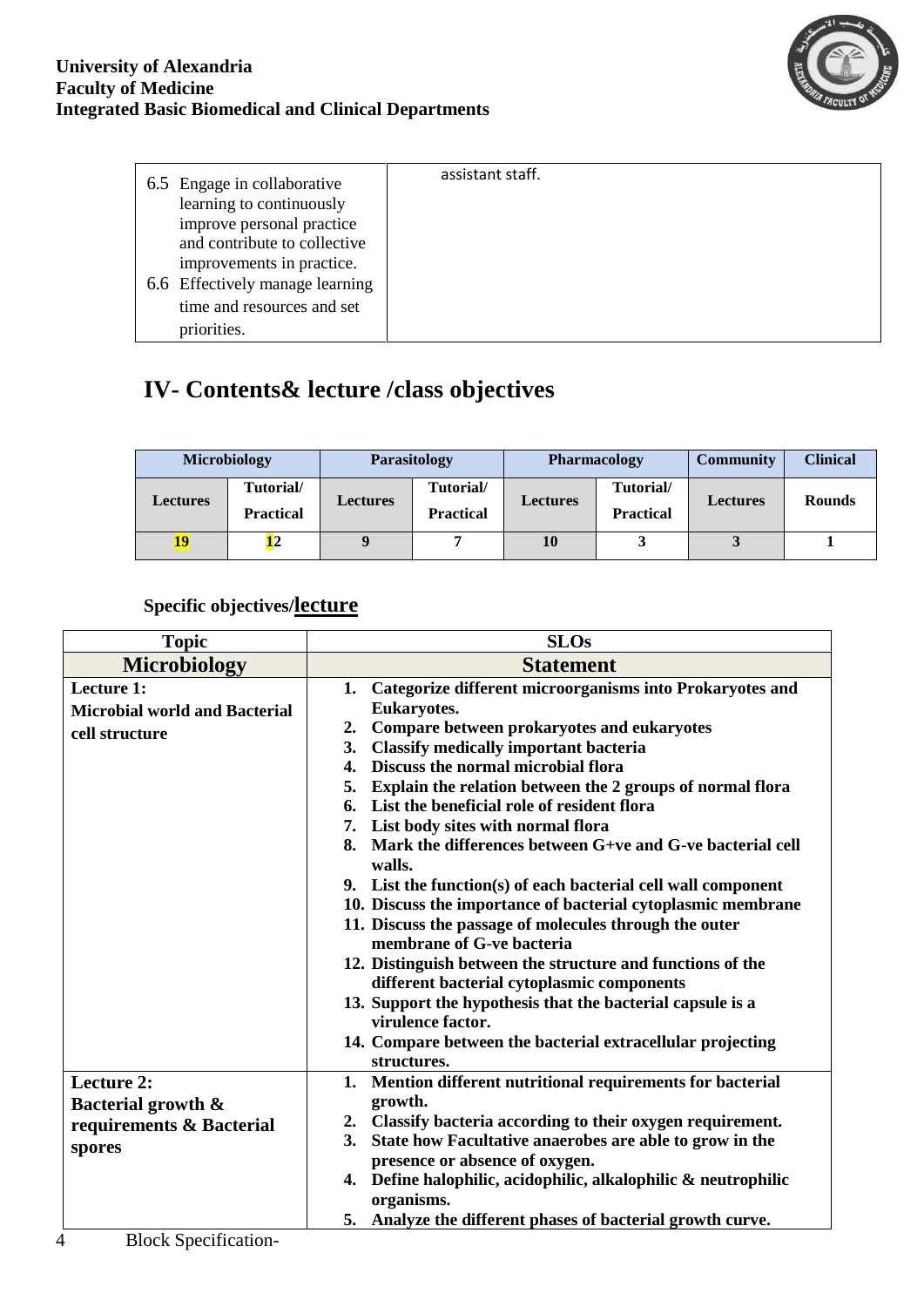| | |
|---|---|
| 6.5 Engage in collaborative learning to continuously improve personal practice and contribute to collective improvements in practice.<br>6.6 Effectively manage learning time and resources and set priorities. | assistant staff. |

## IV- Contents& lecture /class objectives

| Microbiology | | Parasitology | | Pharmacology | | Community | Clinical |
|---|---|---|---|---|---|---|---|
| Lectures | Tutorial/ Practical | Lectures | Tutorial/ Practical | Lectures | Tutorial/ Practical | Lectures | Rounds |
| 19 | 12 | 9 | 7 | 10 | 3 | 3 | 1 |

### Specific objectives/lecture

| Topic | SLOs |
|---|---|
| **Microbiology** | **Statement** |
| **Lecture 1:**<br>**Microbial world and Bacterial cell structure** | 1. Categorize different microorganisms into Prokaryotes and Eukaryotes.<br>2. Compare between prokaryotes and eukaryotes<br>3. Classify medically important bacteria<br>4. Discuss the normal microbial flora<br>5. Explain the relation between the 2 groups of normal flora<br>6. List the beneficial role of resident flora<br>7. List body sites with normal flora<br>8. Mark the differences between G+ve and G-ve bacterial cell walls.<br>9. List the function(s) of each bacterial cell wall component<br>10. Discuss the importance of bacterial cytoplasmic membrane<br>11. Discuss the passage of molecules through the outer membrane of G-ve bacteria<br>12. Distinguish between the structure and functions of the different bacterial cytoplasmic components<br>13. Support the hypothesis that the bacterial capsule is a virulence factor.<br>14. Compare between the bacterial extracellular projecting structures. |
| **Lecture 2:**<br>**Bacterial growth & requirements & Bacterial spores** | 1. Mention different nutritional requirements for bacterial growth.<br>2. Classify bacteria according to their oxygen requirement.<br>3. State how Facultative anaerobes are able to grow in the presence or absence of oxygen.<br>4. Define halophilic, acidophilic, alkalophilic & neutrophilic organisms.<br>5. Analyze the different phases of bacterial growth curve. |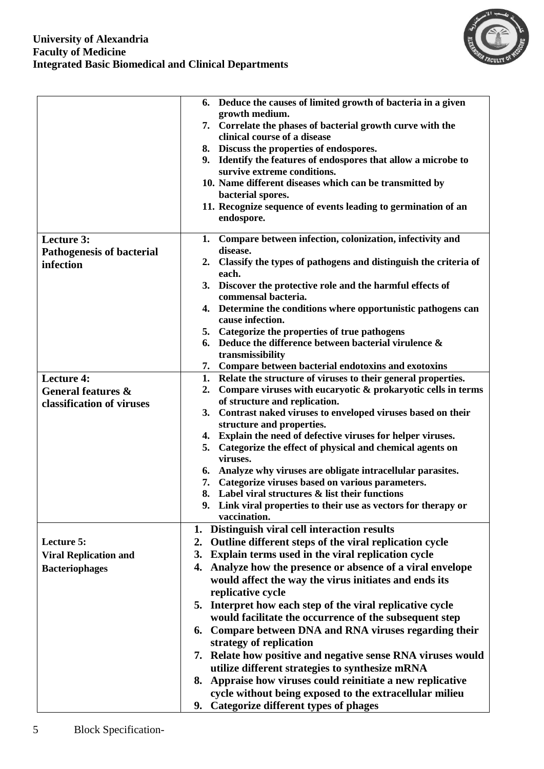|  |  |
|---|---|
|  | 6. Deduce the causes of limited growth of bacteria in a given growth medium.<br>7. Correlate the phases of bacterial growth curve with the clinical course of a disease<br>8. Discuss the properties of endospores.<br>9. Identify the features of endospores that allow a microbe to survive extreme conditions.<br>10. Name different diseases which can be transmitted by bacterial spores.<br>11. Recognize sequence of events leading to germination of an endospore. |
| **Lecture 3:**<br>**Pathogenesis of bacterial infection** | 1. Compare between infection, colonization, infectivity and disease.<br>2. Classify the types of pathogens and distinguish the criteria of each.<br>3. Discover the protective role and the harmful effects of commensal bacteria.<br>4. Determine the conditions where opportunistic pathogens can cause infection.<br>5. Categorize the properties of true pathogens<br>6. Deduce the difference between bacterial virulence & transmissibility<br>7. Compare between bacterial endotoxins and exotoxins |
| **Lecture 4:**<br>**General features & classification of viruses** | 1. Relate the structure of viruses to their general properties.<br>2. Compare viruses with eucaryotic & prokaryotic cells in terms of structure and replication.<br>3. Contrast naked viruses to enveloped viruses based on their structure and properties.<br>4. Explain the need of defective viruses for helper viruses.<br>5. Categorize the effect of physical and chemical agents on viruses.<br>6. Analyze why viruses are obligate intracellular parasites.<br>7. Categorize viruses based on various parameters.<br>8. Label viral structures & list their functions<br>9. Link viral properties to their use as vectors for therapy or vaccination. |
| **Lecture 5:**<br>**Viral Replication and Bacteriophages** | 1. Distinguish viral cell interaction results<br>2. Outline different steps of the viral replication cycle<br>3. Explain terms used in the viral replication cycle<br>4. Analyze how the presence or absence of a viral envelope would affect the way the virus initiates and ends its replicative cycle<br>5. Interpret how each step of the viral replicative cycle would facilitate the occurrence of the subsequent step<br>6. Compare between DNA and RNA viruses regarding their strategy of replication<br>7. Relate how positive and negative sense RNA viruses would utilize different strategies to synthesize mRNA<br>8. Appraise how viruses could reinitiate a new replicative cycle without being exposed to the extracellular milieu<br>9. Categorize different types of phages |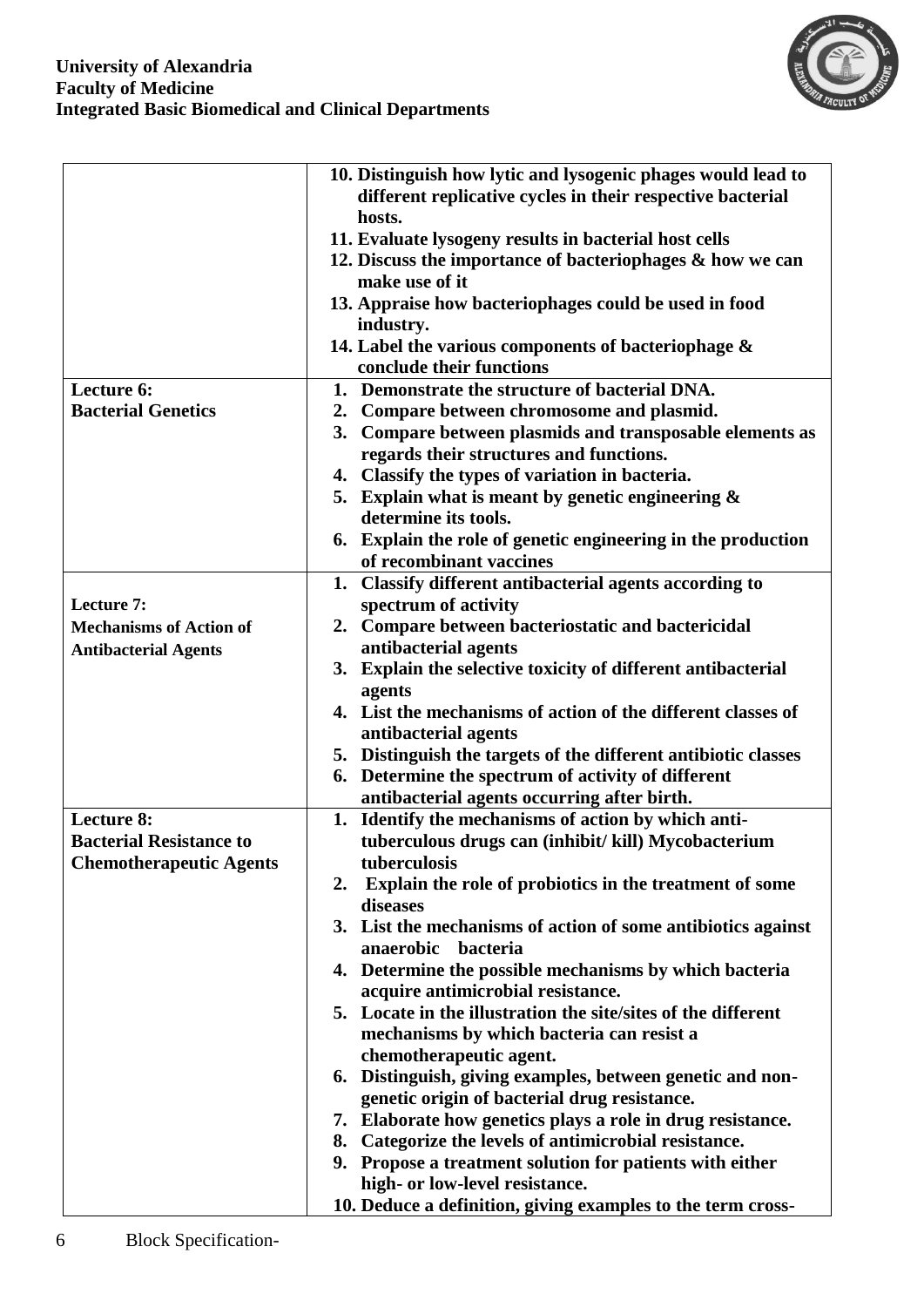| | |
|---|---|
| | 10. Distinguish how lytic and lysogenic phages would lead to different replicative cycles in their respective bacterial hosts.<br>11. Evaluate lysogeny results in bacterial host cells<br>12. Discuss the importance of bacteriophages & how we can make use of it<br>13. Appraise how bacteriophages could be used in food industry.<br>14. Label the various components of bacteriophage & conclude their functions |
| **Lecture 6:**<br>**Bacterial Genetics** | 1. Demonstrate the structure of bacterial DNA.<br>2. Compare between chromosome and plasmid.<br>3. Compare between plasmids and transposable elements as regards their structures and functions.<br>4. Classify the types of variation in bacteria.<br>5. Explain what is meant by genetic engineering & determine its tools.<br>6. Explain the role of genetic engineering in the production of recombinant vaccines |
| **Lecture 7:**<br>**Mechanisms of Action of Antibacterial Agents** | 1. Classify different antibacterial agents according to spectrum of activity<br>2. Compare between bacteriostatic and bactericidal antibacterial agents<br>3. Explain the selective toxicity of different antibacterial agents<br>4. List the mechanisms of action of the different classes of antibacterial agents<br>5. Distinguish the targets of the different antibiotic classes<br>6. Determine the spectrum of activity of different antibacterial agents occurring after birth. |
| **Lecture 8:**<br>**Bacterial Resistance to Chemotherapeutic Agents** | 1. Identify the mechanisms of action by which anti-tuberculous drugs can (inhibit/ kill) Mycobacterium tuberculosis<br>2. Explain the role of probiotics in the treatment of some diseases<br>3. List the mechanisms of action of some antibiotics against anaerobic bacteria<br>4. Determine the possible mechanisms by which bacteria acquire antimicrobial resistance.<br>5. Locate in the illustration the site/sites of the different mechanisms by which bacteria can resist a chemotherapeutic agent.<br>6. Distinguish, giving examples, between genetic and non-genetic origin of bacterial drug resistance.<br>7. Elaborate how genetics plays a role in drug resistance.<br>8. Categorize the levels of antimicrobial resistance.<br>9. Propose a treatment solution for patients with either high- or low-level resistance.<br>10. Deduce a definition, giving examples to the term cross- |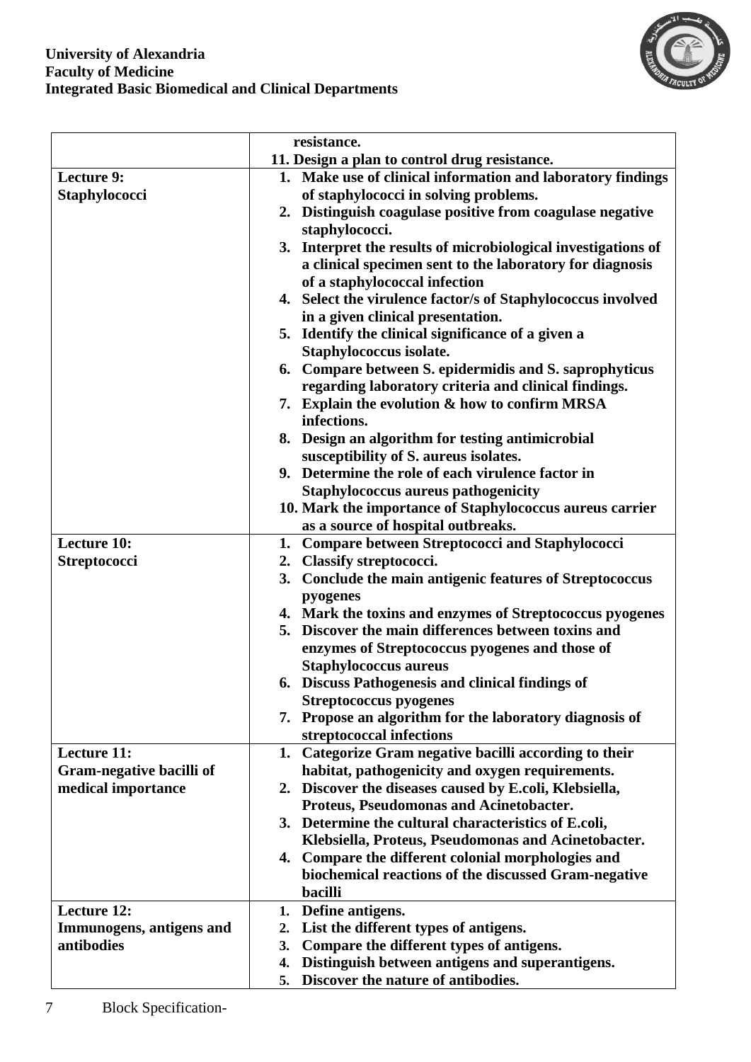| | |
|---|---|
| | resistance.<br>11. Design a plan to control drug resistance. |
| **Lecture 9:**<br>**Staphylococci** | 1. Make use of clinical information and laboratory findings of staphylococci in solving problems.<br>2. Distinguish coagulase positive from coagulase negative staphylococci.<br>3. Interpret the results of microbiological investigations of a clinical specimen sent to the laboratory for diagnosis of a staphylococcal infection<br>4. Select the virulence factor/s of Staphylococcus involved in a given clinical presentation.<br>5. Identify the clinical significance of a given a Staphylococcus isolate.<br>6. Compare between S. epidermidis and S. saprophyticus regarding laboratory criteria and clinical findings.<br>7. Explain the evolution & how to confirm MRSA infections.<br>8. Design an algorithm for testing antimicrobial susceptibility of S. aureus isolates.<br>9. Determine the role of each virulence factor in Staphylococcus aureus pathogenicity<br>10. Mark the importance of Staphylococcus aureus carrier as a source of hospital outbreaks. |
| **Lecture 10:**<br>**Streptococci** | 1. Compare between Streptococci and Staphylococci<br>2. Classify streptococci.<br>3. Conclude the main antigenic features of Streptococcus pyogenes<br>4. Mark the toxins and enzymes of Streptococcus pyogenes<br>5. Discover the main differences between toxins and enzymes of Streptococcus pyogenes and those of Staphylococcus aureus<br>6. Discuss Pathogenesis and clinical findings of Streptococcus pyogenes<br>7. Propose an algorithm for the laboratory diagnosis of streptococcal infections |
| **Lecture 11:**<br>**Gram-negative bacilli of medical importance** | 1. Categorize Gram negative bacilli according to their habitat, pathogenicity and oxygen requirements.<br>2. Discover the diseases caused by E.coli, Klebsiella, Proteus, Pseudomonas and Acinetobacter.<br>3. Determine the cultural characteristics of E.coli, Klebsiella, Proteus, Pseudomonas and Acinetobacter.<br>4. Compare the different colonial morphologies and biochemical reactions of the discussed Gram-negative bacilli |
| **Lecture 12:**<br>**Immunogens, antigens and antibodies** | 1. Define antigens.<br>2. List the different types of antigens.<br>3. Compare the different types of antigens.<br>4. Distinguish between antigens and superantigens.<br>5. Discover the nature of antibodies. |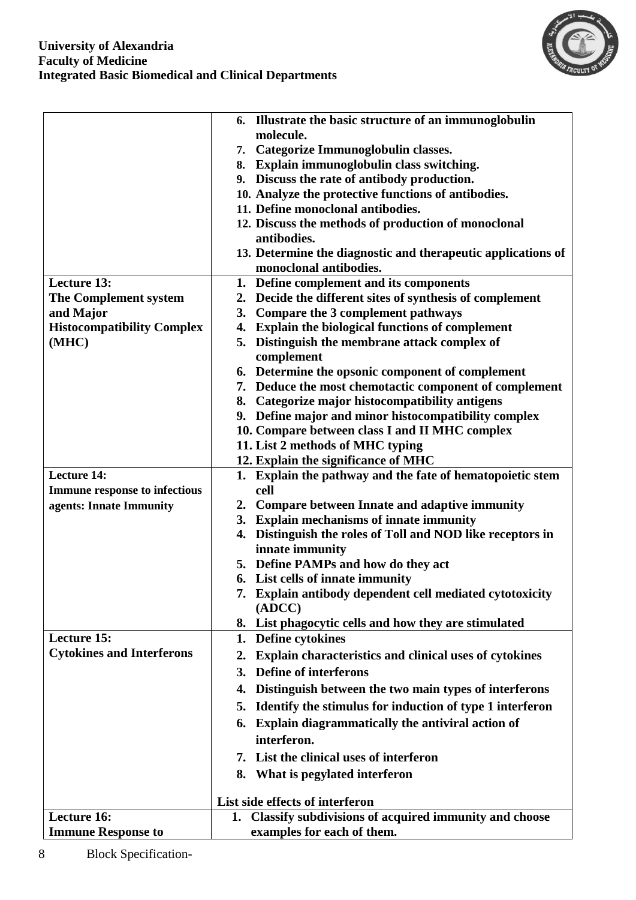| | |
|---|---|
| | 6. Illustrate the basic structure of an immunoglobulin molecule.<br>7. Categorize Immunoglobulin classes.<br>8. Explain immunoglobulin class switching.<br>9. Discuss the rate of antibody production.<br>10. Analyze the protective functions of antibodies.<br>11. Define monoclonal antibodies.<br>12. Discuss the methods of production of monoclonal antibodies.<br>13. Determine the diagnostic and therapeutic applications of monoclonal antibodies. |
| **Lecture 13:**<br>**The Complement system and Major Histocompatibility Complex (MHC)** | 1. Define complement and its components<br>2. Decide the different sites of synthesis of complement<br>3. Compare the 3 complement pathways<br>4. Explain the biological functions of complement<br>5. Distinguish the membrane attack complex of complement<br>6. Determine the opsonic component of complement<br>7. Deduce the most chemotactic component of complement<br>8. Categorize major histocompatibility antigens<br>9. Define major and minor histocompatibility complex<br>10. Compare between class I and II MHC complex<br>11. List 2 methods of MHC typing<br>12. Explain the significance of MHC |
| **Lecture 14:**<br>**Immune response to infectious agents: Innate Immunity** | 1. Explain the pathway and the fate of hematopoietic stem cell<br>2. Compare between Innate and adaptive immunity<br>3. Explain mechanisms of innate immunity<br>4. Distinguish the roles of Toll and NOD like receptors in innate immunity<br>5. Define PAMPs and how do they act<br>6. List cells of innate immunity<br>7. Explain antibody dependent cell mediated cytotoxicity (ADCC)<br>8. List phagocytic cells and how they are stimulated |
| **Lecture 15:**<br>**Cytokines and Interferons** | 1. Define cytokines<br>2. Explain characteristics and clinical uses of cytokines<br>3. Define of interferons<br>4. Distinguish between the two main types of interferons<br>5. Identify the stimulus for induction of type 1 interferon<br>6. Explain diagrammatically the antiviral action of interferon.<br>7. List the clinical uses of interferon<br>8. What is pegylated interferon<br><br>List side effects of interferon |
| **Lecture 16:**<br>**Immune Response to** | 1. Classify subdivisions of acquired immunity and choose examples for each of them. |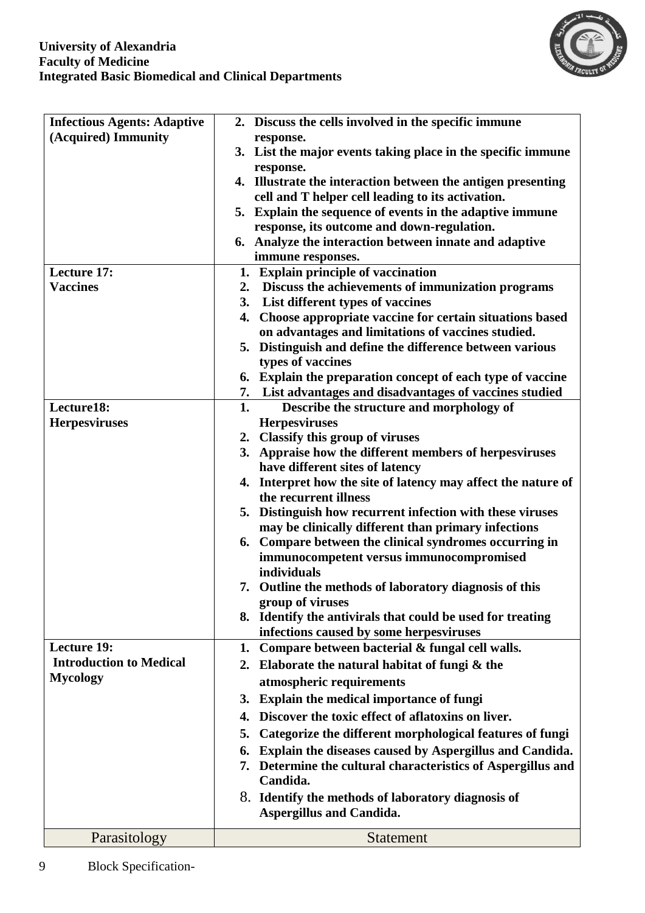| | |
|---|---|
| **Infectious Agents: Adaptive (Acquired) Immunity** | **2. Discuss the cells involved in the specific immune response.**<br>**3. List the major events taking place in the specific immune response.**<br>**4. Illustrate the interaction between the antigen presenting cell and T helper cell leading to its activation.**<br>**5. Explain the sequence of events in the adaptive immune response, its outcome and down-regulation.**<br>**6. Analyze the interaction between innate and adaptive immune responses.** |
| **Lecture 17:**<br>**Vaccines** | **1. Explain principle of vaccination**<br>**2. Discuss the achievements of immunization programs**<br>**3. List different types of vaccines**<br>**4. Choose appropriate vaccine for certain situations based on advantages and limitations of vaccines studied.**<br>**5. Distinguish and define the difference between various types of vaccines**<br>**6. Explain the preparation concept of each type of vaccine**<br>**7. List advantages and disadvantages of vaccines studied** |
| **Lecture18:**<br>**Herpesviruses** | **1. Describe the structure and morphology of Herpesviruses**<br>**2. Classify this group of viruses**<br>**3. Appraise how the different members of herpesviruses have different sites of latency**<br>**4. Interpret how the site of latency may affect the nature of the recurrent illness**<br>**5. Distinguish how recurrent infection with these viruses may be clinically different than primary infections**<br>**6. Compare between the clinical syndromes occurring in immunocompetent versus immunocompromised individuals**<br>**7. Outline the methods of laboratory diagnosis of this group of viruses**<br>**8. Identify the antivirals that could be used for treating infections caused by some herpesviruses** |
| **Lecture 19:**<br>**Introduction to Medical Mycology** | **1. Compare between bacterial & fungal cell walls.**<br>**2. Elaborate the natural habitat of fungi & the atmospheric requirements**<br>**3. Explain the medical importance of fungi**<br>**4. Discover the toxic effect of aflatoxins on liver.**<br>**5. Categorize the different morphological features of fungi**<br>**6. Explain the diseases caused by Aspergillus and Candida.**<br>**7. Determine the cultural characteristics of Aspergillus and Candida.**<br>**8. Identify the methods of laboratory diagnosis of Aspergillus and Candida.** |
| Parasitology | Statement |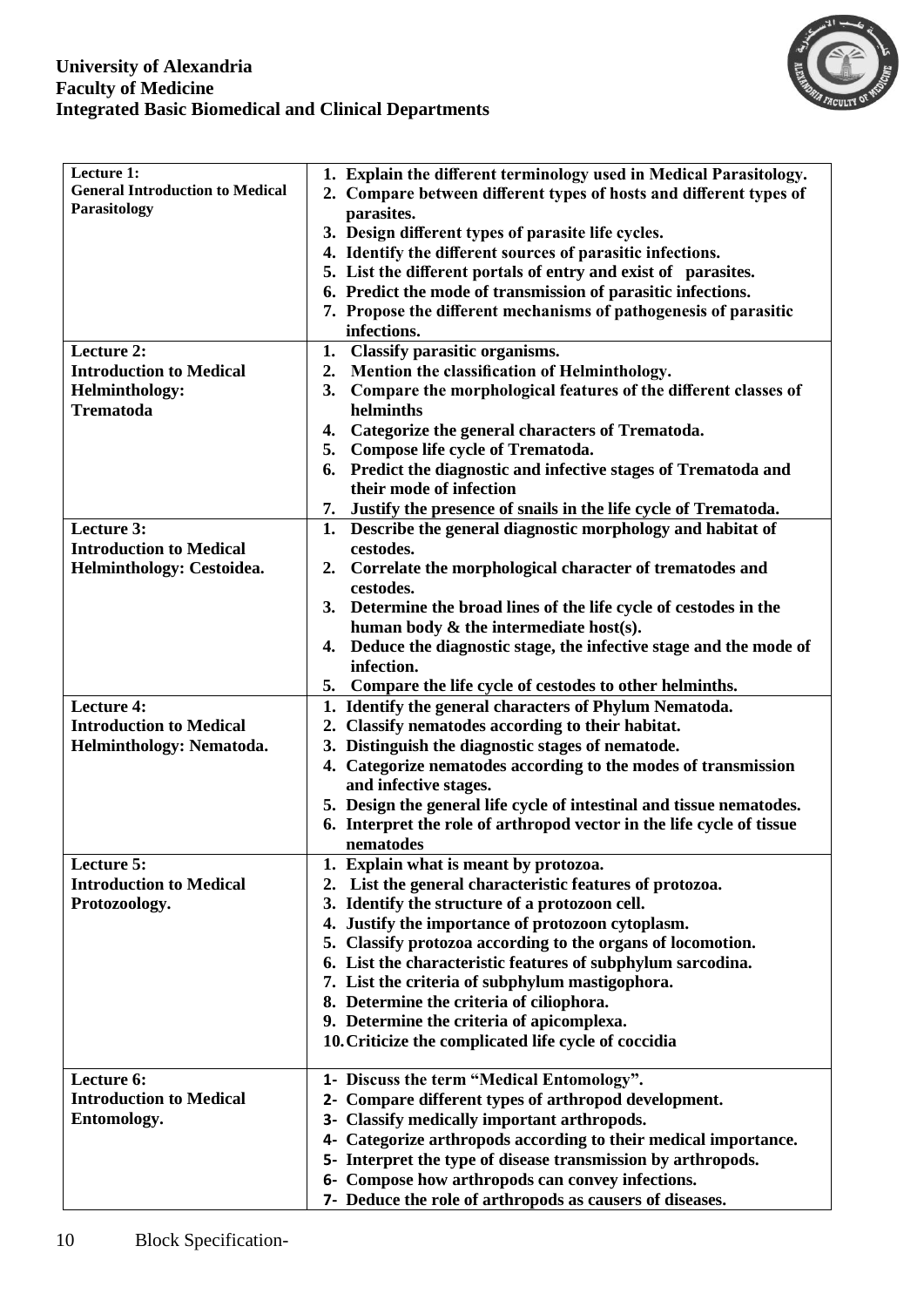**University of Alexandria**
**Faculty of Medicine**
**Integrated Basic Biomedical and Clinical Departments**

| Lecture | Objectives |
|---|---|
| **Lecture 1: General Introduction to Medical Parasitology** | 1. Explain the different terminology used in Medical Parasitology.<br>2. Compare between different types of hosts and different types of parasites.<br>3. Design different types of parasite life cycles.<br>4. Identify the different sources of parasitic infections.<br>5. List the different portals of entry and exist of parasites.<br>6. Predict the mode of transmission of parasitic infections.<br>7. Propose the different mechanisms of pathogenesis of parasitic infections. |
| **Lecture 2: Introduction to Medical Helminthology: Trematoda** | 1. Classify parasitic organisms.<br>2. Mention the classification of Helminthology.<br>3. Compare the morphological features of the different classes of helminths<br>4. Categorize the general characters of Trematoda.<br>5. Compose life cycle of Trematoda.<br>6. Predict the diagnostic and infective stages of Trematoda and their mode of infection<br>7. Justify the presence of snails in the life cycle of Trematoda. |
| **Lecture 3: Introduction to Medical Helminthology: Cestoidea.** | 1. Describe the general diagnostic morphology and habitat of cestodes.<br>2. Correlate the morphological character of trematodes and cestodes.<br>3. Determine the broad lines of the life cycle of cestodes in the human body & the intermediate host(s).<br>4. Deduce the diagnostic stage, the infective stage and the mode of infection.<br>5. Compare the life cycle of cestodes to other helminths. |
| **Lecture 4: Introduction to Medical Helminthology: Nematoda.** | 1. Identify the general characters of Phylum Nematoda.<br>2. Classify nematodes according to their habitat.<br>3. Distinguish the diagnostic stages of nematode.<br>4. Categorize nematodes according to the modes of transmission and infective stages.<br>5. Design the general life cycle of intestinal and tissue nematodes.<br>6. Interpret the role of arthropod vector in the life cycle of tissue nematodes |
| **Lecture 5: Introduction to Medical Protozoology.** | 1. Explain what is meant by protozoa.<br>2. List the general characteristic features of protozoa.<br>3. Identify the structure of a protozoon cell.<br>4. Justify the importance of protozoon cytoplasm.<br>5. Classify protozoa according to the organs of locomotion.<br>6. List the characteristic features of subphylum sarcodina.<br>7. List the criteria of subphylum mastigophora.<br>8. Determine the criteria of ciliophora.<br>9. Determine the criteria of apicomplexa.<br>10. Criticize the complicated life cycle of coccidia |
| **Lecture 6: Introduction to Medical Entomology.** | 1- Discuss the term "Medical Entomology".<br>2- Compare different types of arthropod development.<br>3- Classify medically important arthropods.<br>4- Categorize arthropods according to their medical importance.<br>5- Interpret the type of disease transmission by arthropods.<br>6- Compose how arthropods can convey infections.<br>7- Deduce the role of arthropods as causers of diseases. |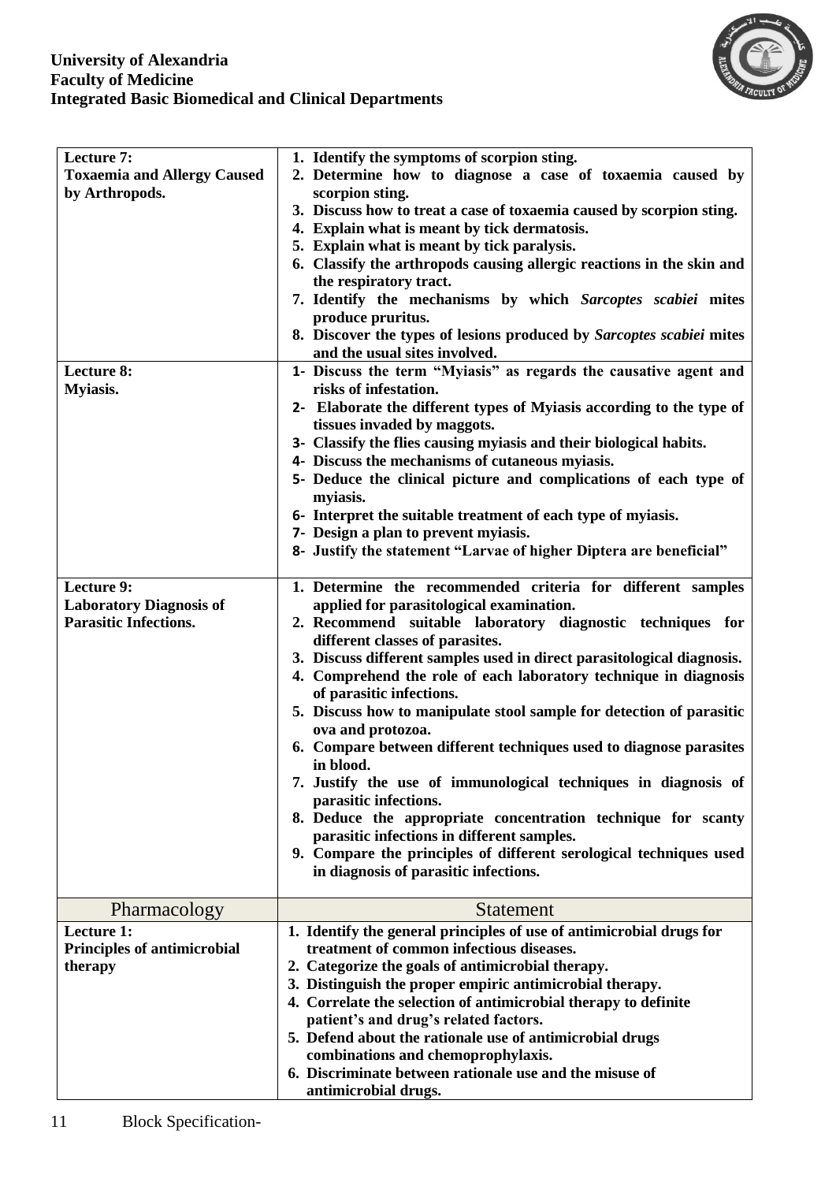**University of Alexandria**
**Faculty of Medicine**
**Integrated Basic Biomedical and Clinical Departments**

| | |
|---|---|
| **Lecture 7: Toxaemia and Allergy Caused by Arthropods.** | 1. Identify the symptoms of scorpion sting.<br>2. Determine how to diagnose a case of toxaemia caused by scorpion sting.<br>3. Discuss how to treat a case of toxaemia caused by scorpion sting.<br>4. Explain what is meant by tick dermatosis.<br>5. Explain what is meant by tick paralysis.<br>6. Classify the arthropods causing allergic reactions in the skin and the respiratory tract.<br>7. Identify the mechanisms by which *Sarcoptes scabiei* mites produce pruritus.<br>8. Discover the types of lesions produced by *Sarcoptes scabiei* mites and the usual sites involved. |
| **Lecture 8: Myiasis.** | 1- Discuss the term "Myiasis" as regards the causative agent and risks of infestation.<br>2- Elaborate the different types of Myiasis according to the type of tissues invaded by maggots.<br>3- Classify the flies causing myiasis and their biological habits.<br>4- Discuss the mechanisms of cutaneous myiasis.<br>5- Deduce the clinical picture and complications of each type of myiasis.<br>6- Interpret the suitable treatment of each type of myiasis.<br>7- Design a plan to prevent myiasis.<br>8- Justify the statement "Larvae of higher Diptera are beneficial" |
| **Lecture 9: Laboratory Diagnosis of Parasitic Infections.** | 1. Determine the recommended criteria for different samples applied for parasitological examination.<br>2. Recommend suitable laboratory diagnostic techniques for different classes of parasites.<br>3. Discuss different samples used in direct parasitological diagnosis.<br>4. Comprehend the role of each laboratory technique in diagnosis of parasitic infections.<br>5. Discuss how to manipulate stool sample for detection of parasitic ova and protozoa.<br>6. Compare between different techniques used to diagnose parasites in blood.<br>7. Justify the use of immunological techniques in diagnosis of parasitic infections.<br>8. Deduce the appropriate concentration technique for scanty parasitic infections in different samples.<br>9. Compare the principles of different serological techniques used in diagnosis of parasitic infections. |
| Pharmacology | Statement |
| **Lecture 1: Principles of antimicrobial therapy** | 1. Identify the general principles of use of antimicrobial drugs for treatment of common infectious diseases.<br>2. Categorize the goals of antimicrobial therapy.<br>3. Distinguish the proper empiric antimicrobial therapy.<br>4. Correlate the selection of antimicrobial therapy to definite patient's and drug's related factors.<br>5. Defend about the rationale use of antimicrobial drugs combinations and chemoprophylaxis.<br>6. Discriminate between rationale use and the misuse of antimicrobial drugs. |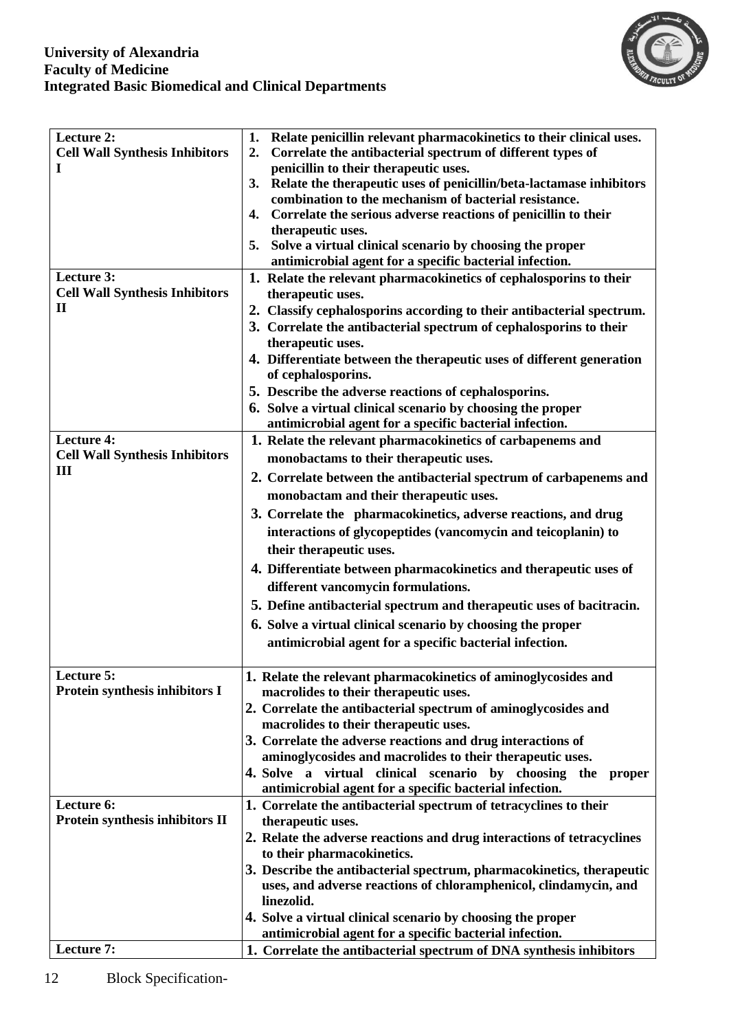| Lecture | Objectives |
|---|---|
| **Lecture 2:** **Cell Wall Synthesis Inhibitors I** | **1. Relate penicillin relevant pharmacokinetics to their clinical uses.** <br> **2. Correlate the antibacterial spectrum of different types of penicillin to their therapeutic uses.** <br> **3. Relate the therapeutic uses of penicillin/beta-lactamase inhibitors combination to the mechanism of bacterial resistance.** <br> **4. Correlate the serious adverse reactions of penicillin to their therapeutic uses.** <br> **5. Solve a virtual clinical scenario by choosing the proper antimicrobial agent for a specific bacterial infection.** |
| **Lecture 3:** **Cell Wall Synthesis Inhibitors II** | **1. Relate the relevant pharmacokinetics of cephalosporins to their therapeutic uses.** <br> **2. Classify cephalosporins according to their antibacterial spectrum.** <br> **3. Correlate the antibacterial spectrum of cephalosporins to their therapeutic uses.** <br> **4. Differentiate between the therapeutic uses of different generation of cephalosporins.** <br> **5. Describe the adverse reactions of cephalosporins.** <br> **6. Solve a virtual clinical scenario by choosing the proper antimicrobial agent for a specific bacterial infection.** |
| **Lecture 4:** **Cell Wall Synthesis Inhibitors III** | **1. Relate the relevant pharmacokinetics of carbapenems and monobactams to their therapeutic uses.** <br> **2. Correlate between the antibacterial spectrum of carbapenems and monobactam and their therapeutic uses.** <br> **3. Correlate the pharmacokinetics, adverse reactions, and drug interactions of glycopeptides (vancomycin and teicoplanin) to their therapeutic uses.** <br> **4. Differentiate between pharmacokinetics and therapeutic uses of different vancomycin formulations.** <br> **5. Define antibacterial spectrum and therapeutic uses of bacitracin.** <br> **6. Solve a virtual clinical scenario by choosing the proper antimicrobial agent for a specific bacterial infection.** |
| **Lecture 5:** **Protein synthesis inhibitors I** | **1. Relate the relevant pharmacokinetics of aminoglycosides and macrolides to their therapeutic uses.** <br> **2. Correlate the antibacterial spectrum of aminoglycosides and macrolides to their therapeutic uses.** <br> **3. Correlate the adverse reactions and drug interactions of aminoglycosides and macrolides to their therapeutic uses.** <br> **4. Solve a virtual clinical scenario by choosing the proper antimicrobial agent for a specific bacterial infection.** |
| **Lecture 6:** **Protein synthesis inhibitors II** | **1. Correlate the antibacterial spectrum of tetracyclines to their therapeutic uses.** <br> **2. Relate the adverse reactions and drug interactions of tetracyclines to their pharmacokinetics.** <br> **3. Describe the antibacterial spectrum, pharmacokinetics, therapeutic uses, and adverse reactions of chloramphenicol, clindamycin, and linezolid.** <br> **4. Solve a virtual clinical scenario by choosing the proper antimicrobial agent for a specific bacterial infection.** |
| **Lecture 7:** | **1. Correlate the antibacterial spectrum of DNA synthesis inhibitors** |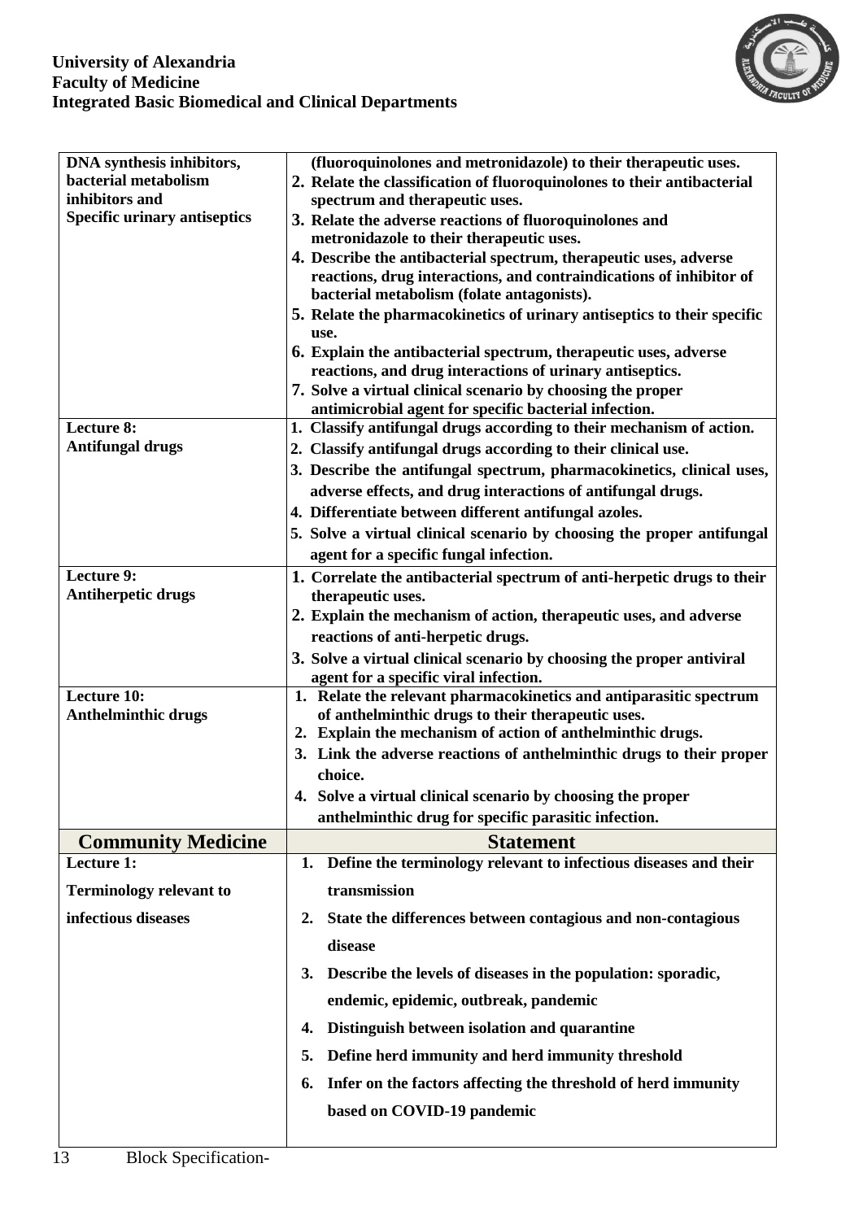| | |
|---|---|
| **DNA synthesis inhibitors, bacterial metabolism inhibitors and Specific urinary antiseptics** | **(fluoroquinolones and metronidazole) to their therapeutic uses.**<br>**2. Relate the classification of fluoroquinolones to their antibacterial spectrum and therapeutic uses.**<br>**3. Relate the adverse reactions of fluoroquinolones and metronidazole to their therapeutic uses.**<br>**4. Describe the antibacterial spectrum, therapeutic uses, adverse reactions, drug interactions, and contraindications of inhibitor of bacterial metabolism (folate antagonists).**<br>**5. Relate the pharmacokinetics of urinary antiseptics to their specific use.**<br>**6. Explain the antibacterial spectrum, therapeutic uses, adverse reactions, and drug interactions of urinary antiseptics.**<br>**7. Solve a virtual clinical scenario by choosing the proper antimicrobial agent for specific bacterial infection.** |
| **Lecture 8:**<br>**Antifungal drugs** | **1. Classify antifungal drugs according to their mechanism of action.**<br>**2. Classify antifungal drugs according to their clinical use.**<br>**3. Describe the antifungal spectrum, pharmacokinetics, clinical uses, adverse effects, and drug interactions of antifungal drugs.**<br>**4. Differentiate between different antifungal azoles.**<br>**5. Solve a virtual clinical scenario by choosing the proper antifungal agent for a specific fungal infection.** |
| **Lecture 9:**<br>**Antiherpetic drugs** | **1. Correlate the antibacterial spectrum of anti-herpetic drugs to their therapeutic uses.**<br>**2. Explain the mechanism of action, therapeutic uses, and adverse reactions of anti-herpetic drugs.**<br>**3. Solve a virtual clinical scenario by choosing the proper antiviral agent for a specific viral infection.** |
| **Lecture 10:**<br>**Anthelminthic drugs** | **1. Relate the relevant pharmacokinetics and antiparasitic spectrum of anthelminthic drugs to their therapeutic uses.**<br>**2. Explain the mechanism of action of anthelminthic drugs.**<br>**3. Link the adverse reactions of anthelminthic drugs to their proper choice.**<br>**4. Solve a virtual clinical scenario by choosing the proper anthelminthic drug for specific parasitic infection.** |
| **Community Medicine** | **Statement** |
| **Lecture 1:**<br>**Terminology relevant to infectious diseases** | **1. Define the terminology relevant to infectious diseases and their transmission**<br>**2. State the differences between contagious and non-contagious disease**<br>**3. Describe the levels of diseases in the population: sporadic, endemic, epidemic, outbreak, pandemic**<br>**4. Distinguish between isolation and quarantine**<br>**5. Define herd immunity and herd immunity threshold**<br>**6. Infer on the factors affecting the threshold of herd immunity based on COVID-19 pandemic** |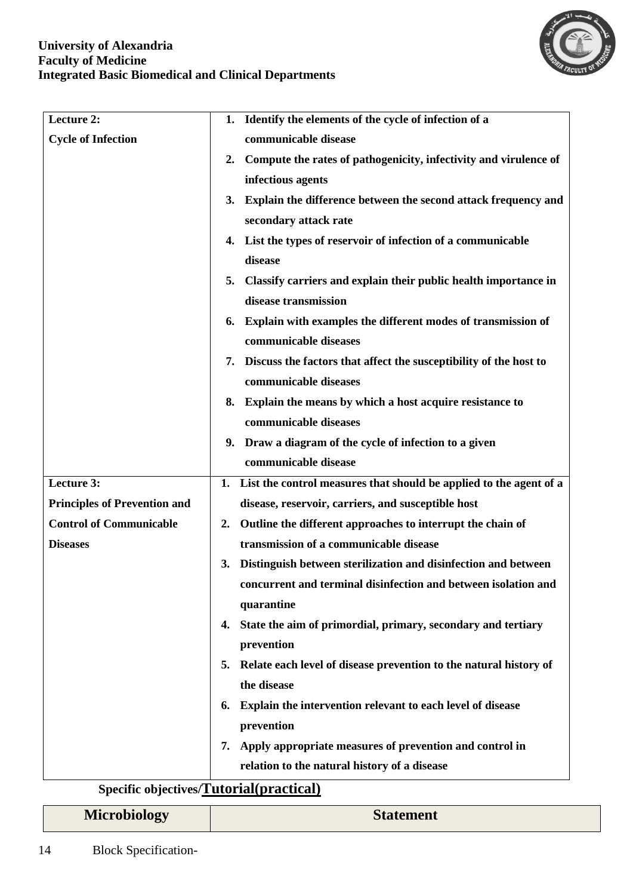**University of Alexandria**
**Faculty of Medicine**
**Integrated Basic Biomedical and Clinical Departments**

| | |
|---|---|
| **Lecture 2:**<br>**Cycle of Infection** | 1. **Identify the elements of the cycle of infection of a communicable disease**<br>2. **Compute the rates of pathogenicity, infectivity and virulence of infectious agents**<br>3. **Explain the difference between the second attack frequency and secondary attack rate**<br>4. **List the types of reservoir of infection of a communicable disease**<br>5. **Classify carriers and explain their public health importance in disease transmission**<br>6. **Explain with examples the different modes of transmission of communicable diseases**<br>7. **Discuss the factors that affect the susceptibility of the host to communicable diseases**<br>8. **Explain the means by which a host acquire resistance to communicable diseases**<br>9. **Draw a diagram of the cycle of infection to a given communicable disease** |
| **Lecture 3:**<br>**Principles of Prevention and Control of Communicable Diseases** | 1. **List the control measures that should be applied to the agent of a disease, reservoir, carriers, and susceptible host**<br>2. **Outline the different approaches to interrupt the chain of transmission of a communicable disease**<br>3. **Distinguish between sterilization and disinfection and between concurrent and terminal disinfection and between isolation and quarantine**<br>4. **State the aim of primordial, primary, secondary and tertiary prevention**<br>5. **Relate each level of disease prevention to the natural history of the disease**<br>6. **Explain the intervention relevant to each level of disease prevention**<br>7. **Apply appropriate measures of prevention and control in relation to the natural history of a disease** |

**Specific objectives/Tutorial(practical)**

| Microbiology | Statement |
|---|---|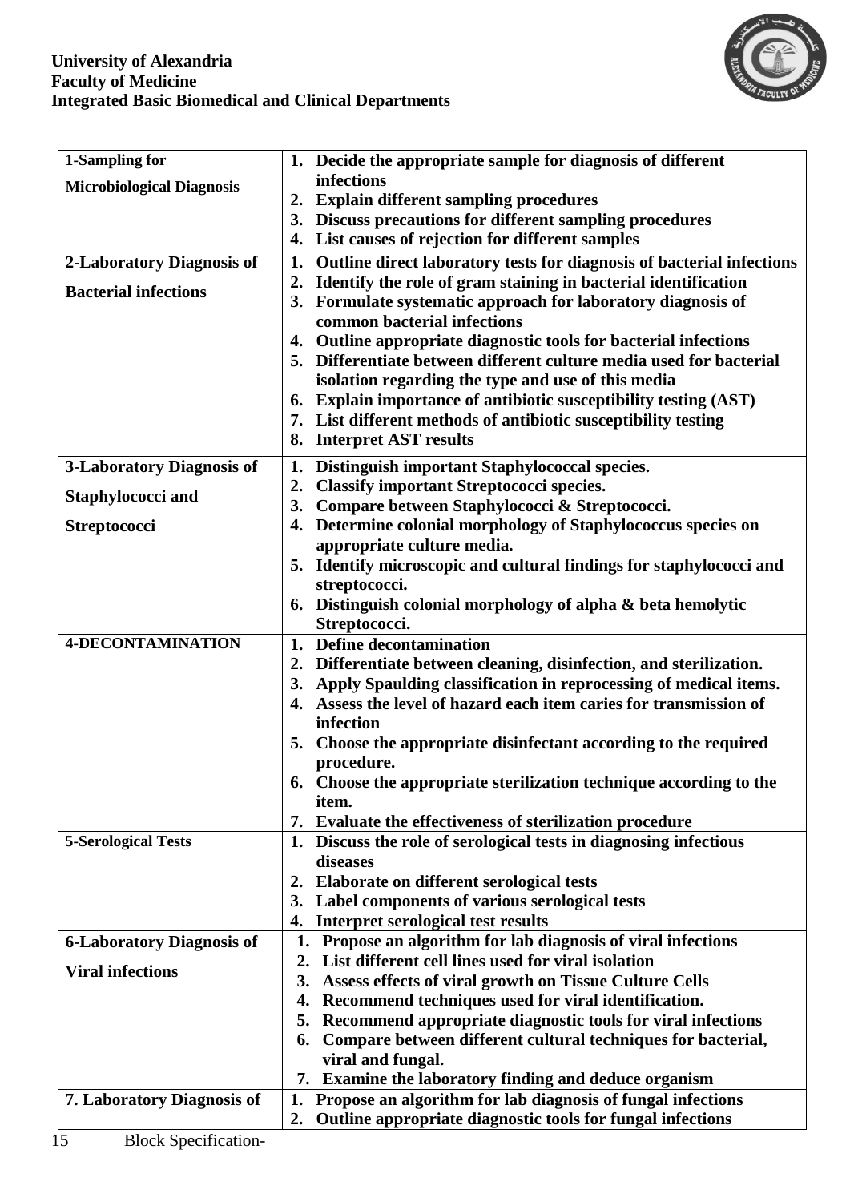**University of Alexandria**
**Faculty of Medicine**
**Integrated Basic Biomedical and Clinical Departments**

| | |
|---|---|
| **1-Sampling for Microbiological Diagnosis** | 1. Decide the appropriate sample for diagnosis of different infections<br>2. Explain different sampling procedures<br>3. Discuss precautions for different sampling procedures<br>4. List causes of rejection for different samples |
| **2-Laboratory Diagnosis of Bacterial infections** | 1. Outline direct laboratory tests for diagnosis of bacterial infections<br>2. Identify the role of gram staining in bacterial identification<br>3. Formulate systematic approach for laboratory diagnosis of common bacterial infections<br>4. Outline appropriate diagnostic tools for bacterial infections<br>5. Differentiate between different culture media used for bacterial isolation regarding the type and use of this media<br>6. Explain importance of antibiotic susceptibility testing (AST)<br>7. List different methods of antibiotic susceptibility testing<br>8. Interpret AST results |
| **3-Laboratory Diagnosis of Staphylococci and Streptococci** | 1. Distinguish important Staphylococcal species.<br>2. Classify important Streptococci species.<br>3. Compare between Staphylococci & Streptococci.<br>4. Determine colonial morphology of Staphylococcus species on appropriate culture media.<br>5. Identify microscopic and cultural findings for staphylococci and streptococci.<br>6. Distinguish colonial morphology of alpha & beta hemolytic Streptococci. |
| **4-DECONTAMINATION** | 1. Define decontamination<br>2. Differentiate between cleaning, disinfection, and sterilization.<br>3. Apply Spaulding classification in reprocessing of medical items.<br>4. Assess the level of hazard each item caries for transmission of infection<br>5. Choose the appropriate disinfectant according to the required procedure.<br>6. Choose the appropriate sterilization technique according to the item.<br>7. Evaluate the effectiveness of sterilization procedure |
| **5-Serological Tests** | 1. Discuss the role of serological tests in diagnosing infectious diseases<br>2. Elaborate on different serological tests<br>3. Label components of various serological tests<br>4. Interpret serological test results |
| **6-Laboratory Diagnosis of Viral infections** | 1. Propose an algorithm for lab diagnosis of viral infections<br>2. List different cell lines used for viral isolation<br>3. Assess effects of viral growth on Tissue Culture Cells<br>4. Recommend techniques used for viral identification.<br>5. Recommend appropriate diagnostic tools for viral infections<br>6. Compare between different cultural techniques for bacterial, viral and fungal.<br>7. Examine the laboratory finding and deduce organism |
| **7. Laboratory Diagnosis of** | 1. Propose an algorithm for lab diagnosis of fungal infections<br>2. Outline appropriate diagnostic tools for fungal infections |

Block Specification-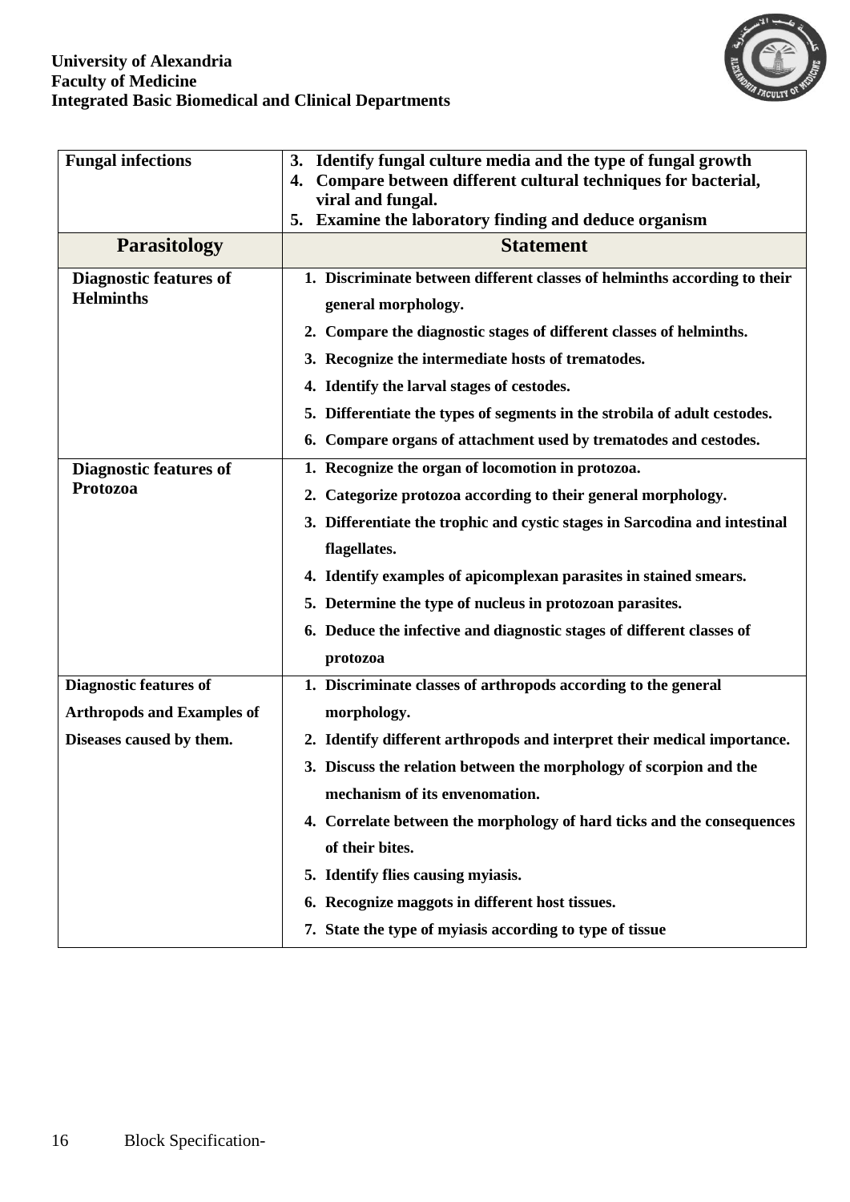| Fungal infections | 3. Identify fungal culture media and the type of fungal growth<br>4. Compare between different cultural techniques for bacterial, viral and fungal.<br>5. Examine the laboratory finding and deduce organism |
|---|---|
| **Parasitology** | **Statement** |
| Diagnostic features of Helminths | 1. Discriminate between different classes of helminths according to their general morphology.<br>2. Compare the diagnostic stages of different classes of helminths.<br>3. Recognize the intermediate hosts of trematodes.<br>4. Identify the larval stages of cestodes.<br>5. Differentiate the types of segments in the strobila of adult cestodes.<br>6. Compare organs of attachment used by trematodes and cestodes. |
| Diagnostic features of Protozoa | 1. Recognize the organ of locomotion in protozoa.<br>2. Categorize protozoa according to their general morphology.<br>3. Differentiate the trophic and cystic stages in Sarcodina and intestinal flagellates.<br>4. Identify examples of apicomplexan parasites in stained smears.<br>5. Determine the type of nucleus in protozoan parasites.<br>6. Deduce the infective and diagnostic stages of different classes of protozoa |
| Diagnostic features of Arthropods and Examples of Diseases caused by them. | 1. Discriminate classes of arthropods according to the general morphology.<br>2. Identify different arthropods and interpret their medical importance.<br>3. Discuss the relation between the morphology of scorpion and the mechanism of its envenomation.<br>4. Correlate between the morphology of hard ticks and the consequences of their bites.<br>5. Identify flies causing myiasis.<br>6. Recognize maggots in different host tissues.<br>7. State the type of myiasis according to type of tissue |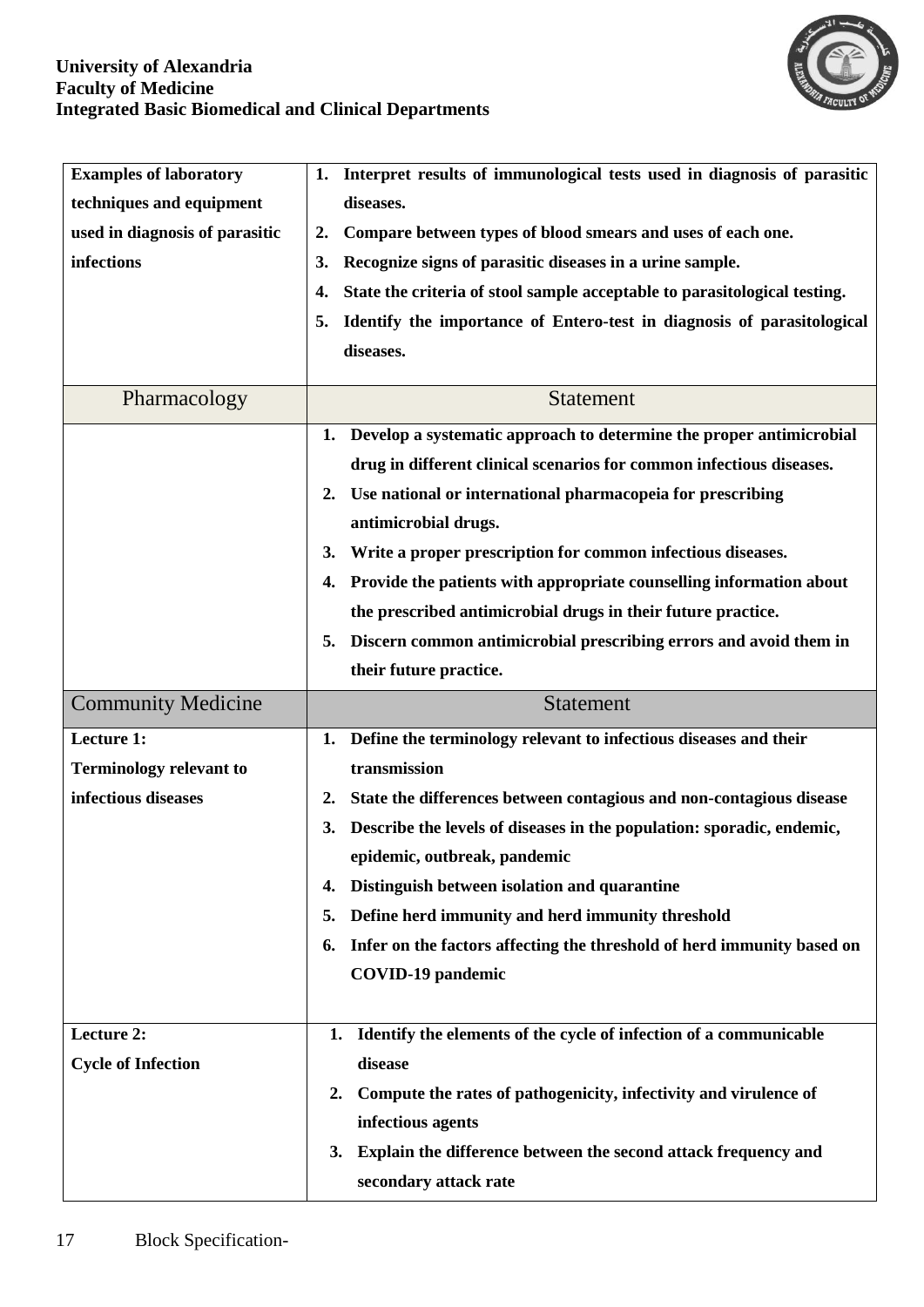| Examples of laboratory techniques and equipment used in diagnosis of parasitic infections | 1. Interpret results of immunological tests used in diagnosis of parasitic diseases.<br>2. Compare between types of blood smears and uses of each one.<br>3. Recognize signs of parasitic diseases in a urine sample.<br>4. State the criteria of stool sample acceptable to parasitological testing.<br>5. Identify the importance of Entero-test in diagnosis of parasitological diseases. |
|---|---|
| **Pharmacology** | **Statement** |
| | 1. Develop a systematic approach to determine the proper antimicrobial drug in different clinical scenarios for common infectious diseases.<br>2. Use national or international pharmacopeia for prescribing antimicrobial drugs.<br>3. Write a proper prescription for common infectious diseases.<br>4. Provide the patients with appropriate counselling information about the prescribed antimicrobial drugs in their future practice.<br>5. Discern common antimicrobial prescribing errors and avoid them in their future practice. |
| **Community Medicine** | **Statement** |
| **Lecture 1:**<br>**Terminology relevant to infectious diseases** | 1. Define the terminology relevant to infectious diseases and their transmission<br>2. State the differences between contagious and non-contagious disease<br>3. Describe the levels of diseases in the population: sporadic, endemic, epidemic, outbreak, pandemic<br>4. Distinguish between isolation and quarantine<br>5. Define herd immunity and herd immunity threshold<br>6. Infer on the factors affecting the threshold of herd immunity based on COVID-19 pandemic |
| **Lecture 2:**<br>**Cycle of Infection** | 1. Identify the elements of the cycle of infection of a communicable disease<br>2. Compute the rates of pathogenicity, infectivity and virulence of infectious agents<br>3. Explain the difference between the second attack frequency and secondary attack rate |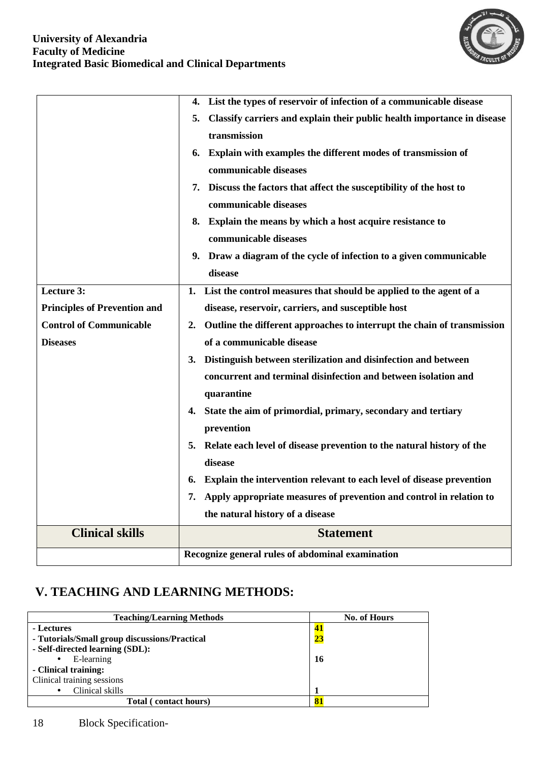University of Alexandria
Faculty of Medicine
Integrated Basic Biomedical and Clinical Departments

| | |
|---|---|
| | 4. List the types of reservoir of infection of a communicable disease<br>5. Classify carriers and explain their public health importance in disease transmission<br>6. Explain with examples the different modes of transmission of communicable diseases<br>7. Discuss the factors that affect the susceptibility of the host to communicable diseases<br>8. Explain the means by which a host acquire resistance to communicable diseases<br>9. Draw a diagram of the cycle of infection to a given communicable disease |
| **Lecture 3: Principles of Prevention and Control of Communicable Diseases** | 1. List the control measures that should be applied to the agent of a disease, reservoir, carriers, and susceptible host<br>2. Outline the different approaches to interrupt the chain of transmission of a communicable disease<br>3. Distinguish between sterilization and disinfection and between concurrent and terminal disinfection and between isolation and quarantine<br>4. State the aim of primordial, primary, secondary and tertiary prevention<br>5. Relate each level of disease prevention to the natural history of the disease<br>6. Explain the intervention relevant to each level of disease prevention<br>7. Apply appropriate measures of prevention and control in relation to the natural history of a disease |
| **Clinical skills** | **Statement** |
| | Recognize general rules of abdominal examination |

## V. TEACHING AND LEARNING METHODS:

| Teaching/Learning Methods | No. of Hours |
|---|---|
| - Lectures | 41 |
| - Tutorials/Small group discussions/Practical | 23 |
| - Self-directed learning (SDL): | |
| • E-learning | 16 |
| - Clinical training: | |
| Clinical training sessions | |
| • Clinical skills | 1 |
| **Total ( contact hours)** | **81** |

Block Specification-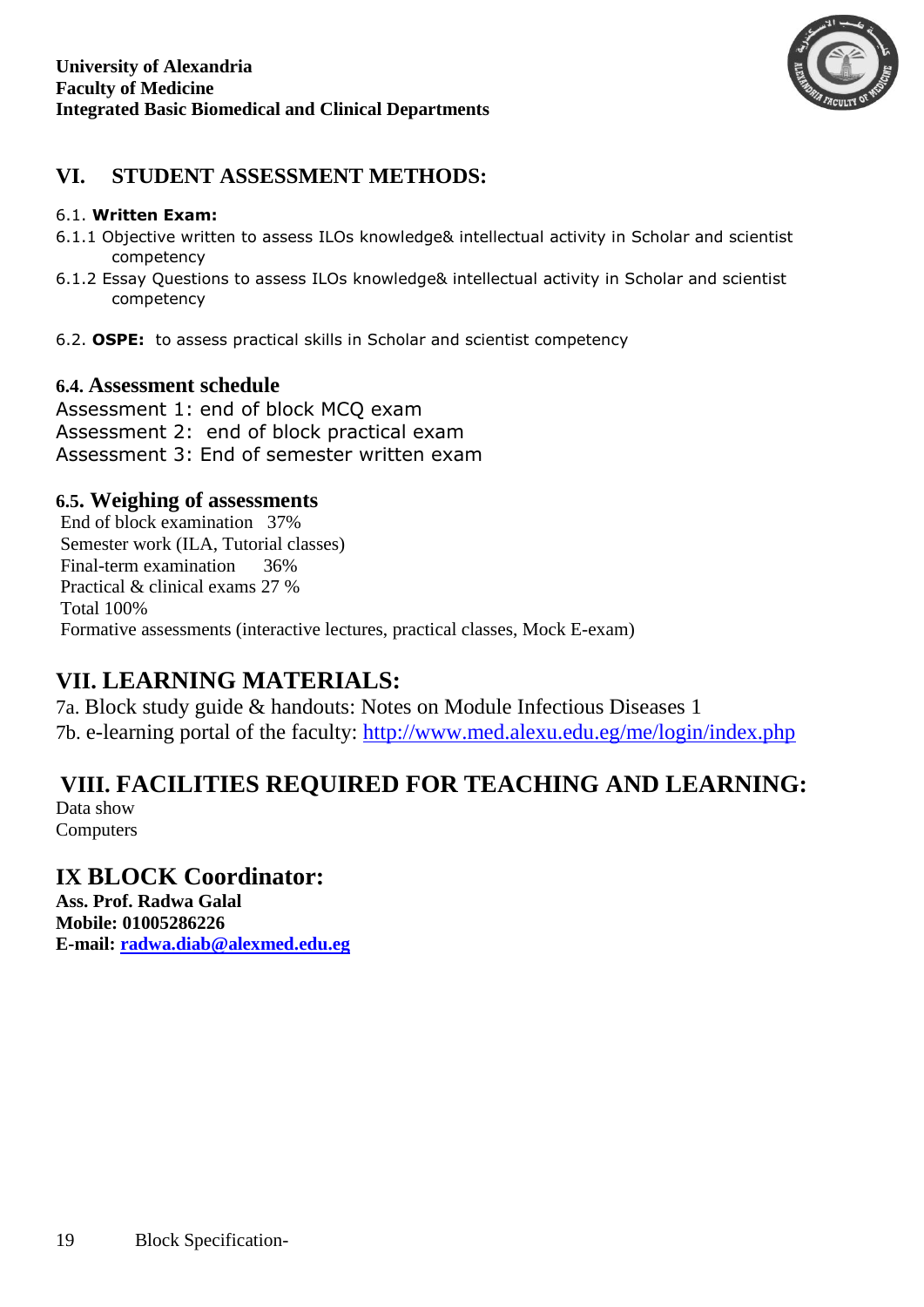## VI. STUDENT ASSESSMENT METHODS:

6.1. **Written Exam:**

6.1.1 Objective written to assess ILOs knowledge& intellectual activity in Scholar and scientist competency

6.1.2 Essay Questions to assess ILOs knowledge& intellectual activity in Scholar and scientist competency

6.2. **OSPE:** to assess practical skills in Scholar and scientist competency

### 6.4. Assessment schedule

Assessment 1: end of block MCQ exam
Assessment 2: end of block practical exam
Assessment 3: End of semester written exam

### 6.5. Weighing of assessments

End of block examination 37%
Semester work (ILA, Tutorial classes)
Final-term examination 36%
Practical & clinical exams 27 %
Total 100%
Formative assessments (interactive lectures, practical classes, Mock E-exam)

## VII. LEARNING MATERIALS:

7a. Block study guide & handouts: Notes on Module Infectious Diseases 1
7b. e-learning portal of the faculty: http://www.med.alexu.edu.eg/me/login/index.php

## VIII. FACILITIES REQUIRED FOR TEACHING AND LEARNING:

Data show
Computers

## IX BLOCK Coordinator:

**Ass. Prof. Radwa Galal**
**Mobile: 01005286226**
**E-mail: radwa.diab@alexmed.edu.eg**